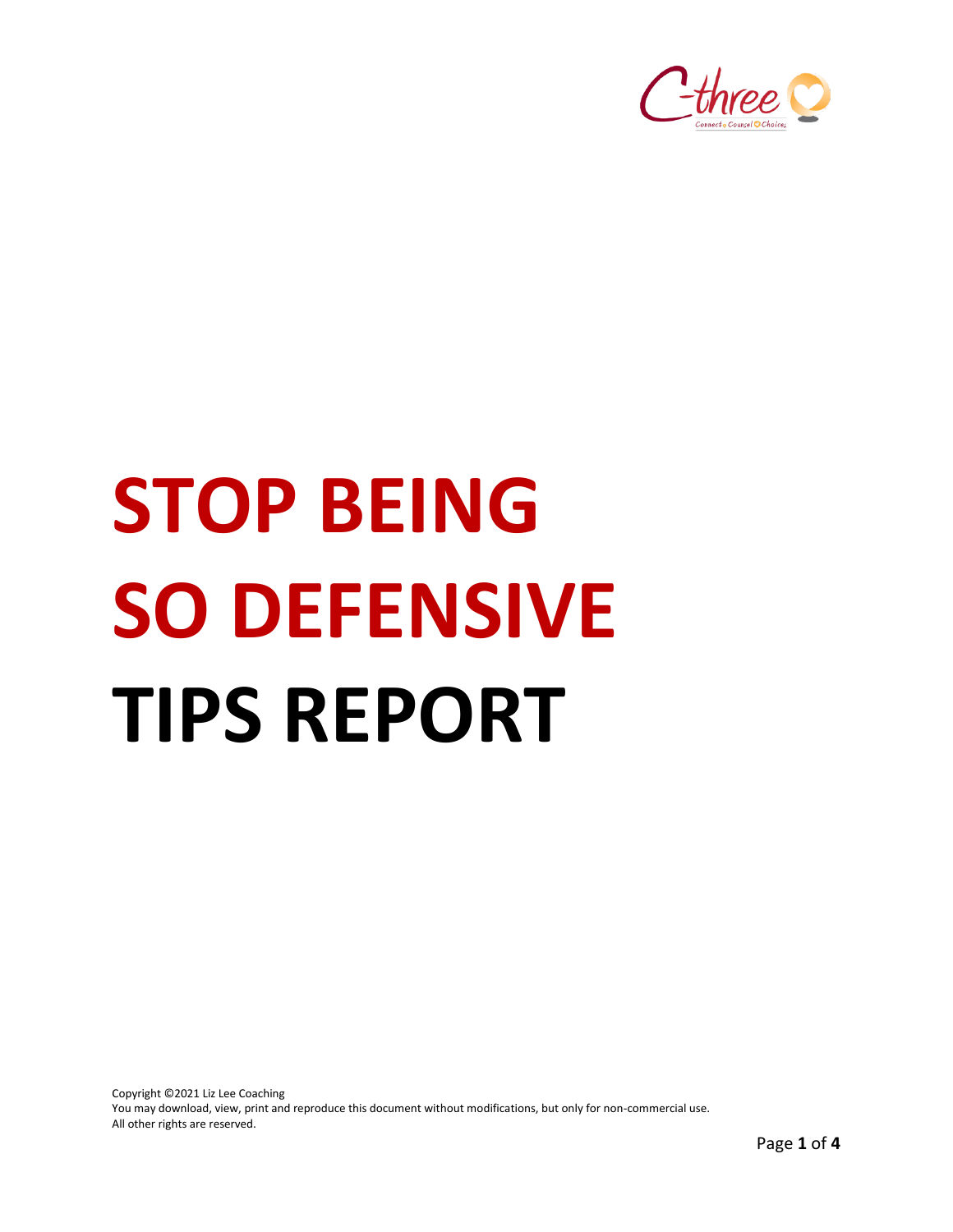# STOP BEING SO DEFENSIVE TIPS REPORT

Copyright ©2021 Liz Lee Coaching
You may download, view, print and reproduce this document without modifications, but only for non-commercial use.
All other rights are reserved.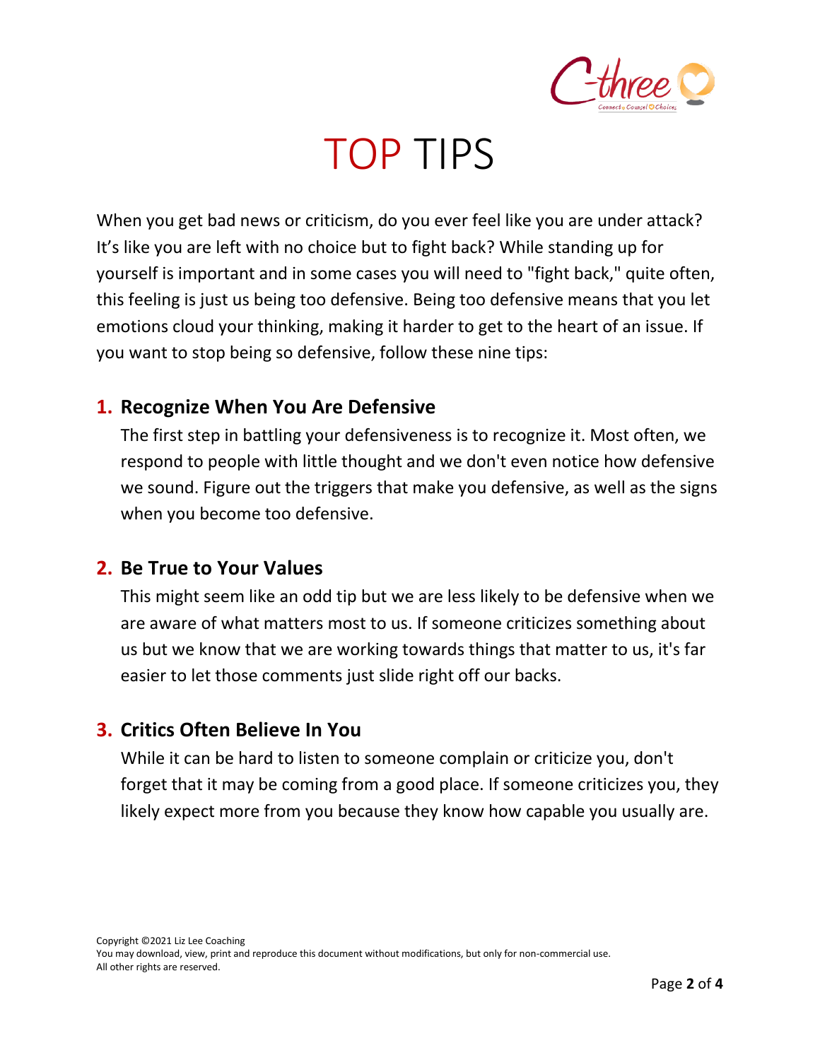# TOP TIPS

When you get bad news or criticism, do you ever feel like you are under attack? It's like you are left with no choice but to fight back? While standing up for yourself is important and in some cases you will need to "fight back," quite often, this feeling is just us being too defensive. Being too defensive means that you let emotions cloud your thinking, making it harder to get to the heart of an issue. If you want to stop being so defensive, follow these nine tips:

## 1. Recognize When You Are Defensive

The first step in battling your defensiveness is to recognize it. Most often, we respond to people with little thought and we don't even notice how defensive we sound. Figure out the triggers that make you defensive, as well as the signs when you become too defensive.

## 2. Be True to Your Values

This might seem like an odd tip but we are less likely to be defensive when we are aware of what matters most to us. If someone criticizes something about us but we know that we are working towards things that matter to us, it's far easier to let those comments just slide right off our backs.

## 3. Critics Often Believe In You

While it can be hard to listen to someone complain or criticize you, don't forget that it may be coming from a good place. If someone criticizes you, they likely expect more from you because they know how capable you usually are.

Copyright ©2021 Liz Lee Coaching
You may download, view, print and reproduce this document without modifications, but only for non-commercial use.
All other rights are reserved.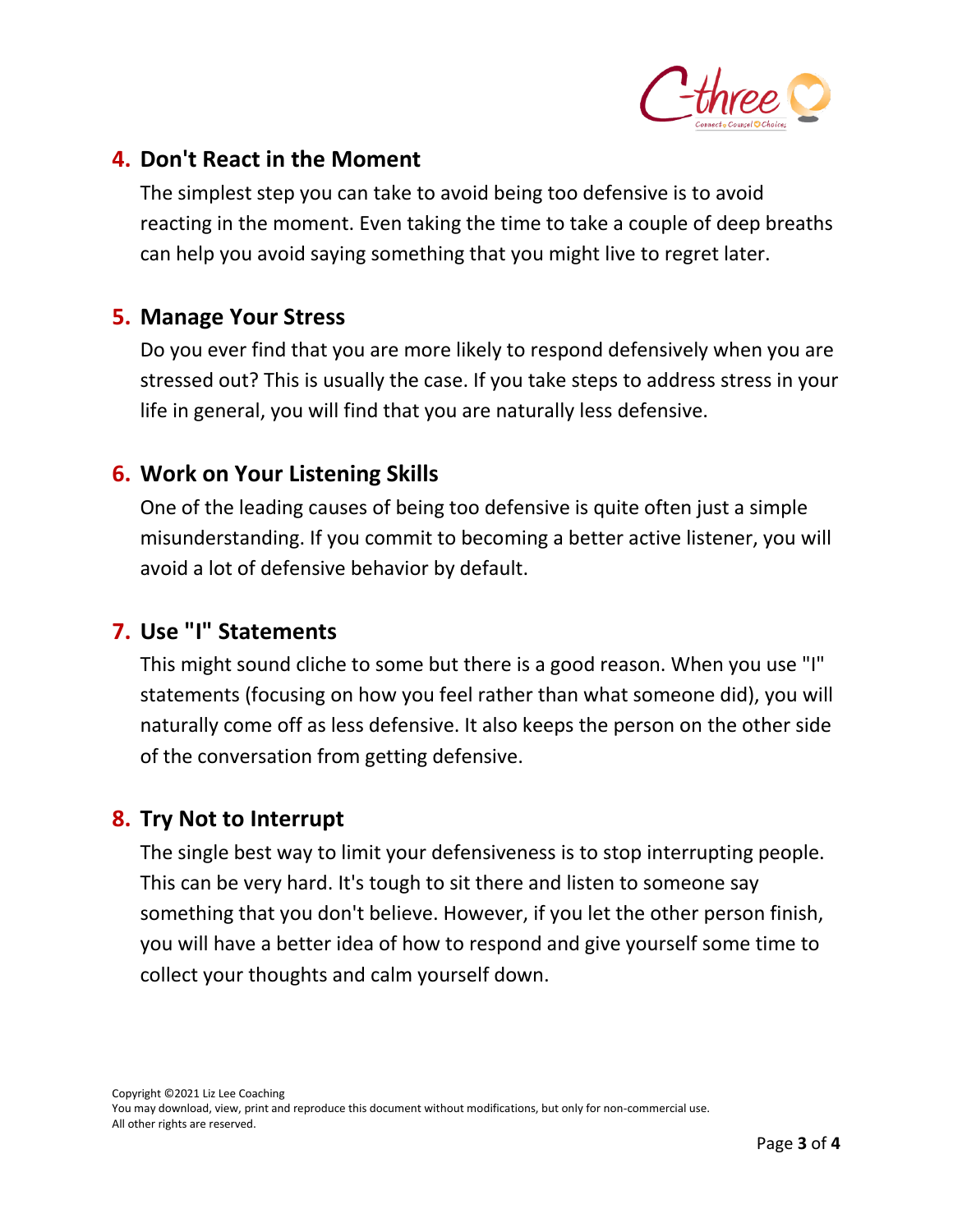## 4. Don't React in the Moment

The simplest step you can take to avoid being too defensive is to avoid reacting in the moment. Even taking the time to take a couple of deep breaths can help you avoid saying something that you might live to regret later.

## 5. Manage Your Stress

Do you ever find that you are more likely to respond defensively when you are stressed out? This is usually the case. If you take steps to address stress in your life in general, you will find that you are naturally less defensive.

## 6. Work on Your Listening Skills

One of the leading causes of being too defensive is quite often just a simple misunderstanding. If you commit to becoming a better active listener, you will avoid a lot of defensive behavior by default.

## 7. Use "I" Statements

This might sound cliche to some but there is a good reason. When you use "I" statements (focusing on how you feel rather than what someone did), you will naturally come off as less defensive. It also keeps the person on the other side of the conversation from getting defensive.

## 8. Try Not to Interrupt

The single best way to limit your defensiveness is to stop interrupting people. This can be very hard. It's tough to sit there and listen to someone say something that you don't believe. However, if you let the other person finish, you will have a better idea of how to respond and give yourself some time to collect your thoughts and calm yourself down.

Copyright ©2021 Liz Lee Coaching
You may download, view, print and reproduce this document without modifications, but only for non-commercial use.
All other rights are reserved.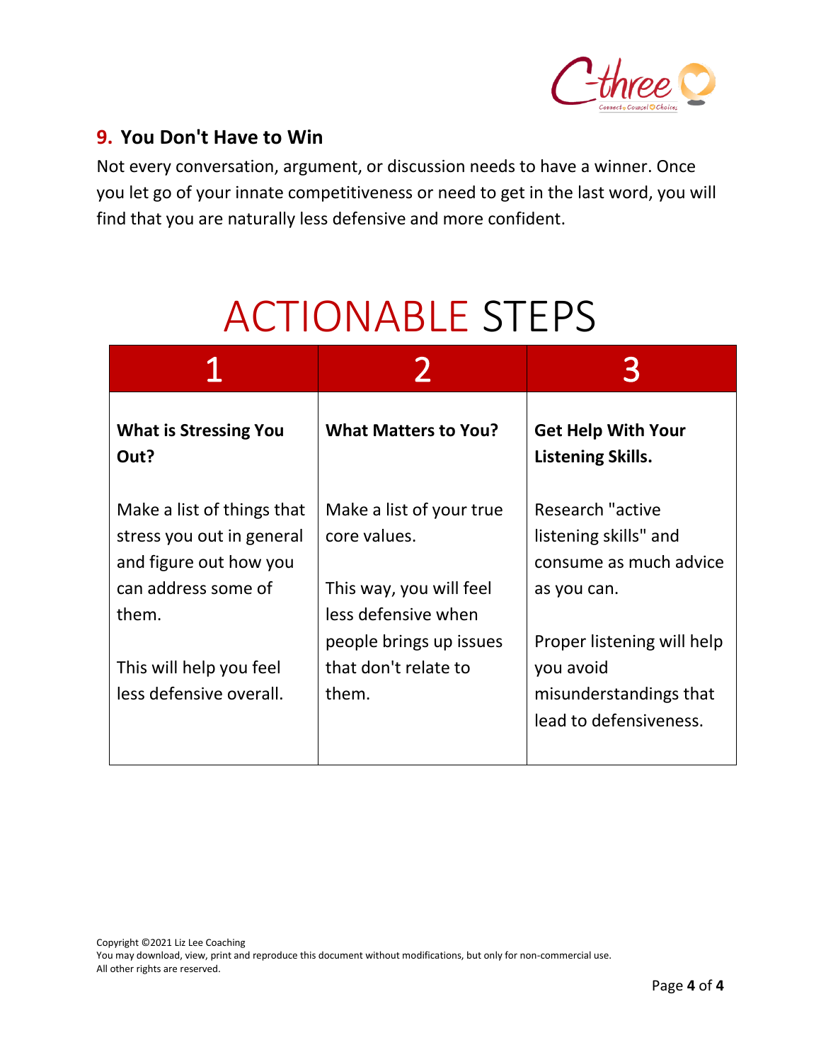## 9. You Don't Have to Win

Not every conversation, argument, or discussion needs to have a winner. Once you let go of your innate competitiveness or need to get in the last word, you will find that you are naturally less defensive and more confident.

# ACTIONABLE STEPS

| 1 | 2 | 3 |
|---|---|---|
| **What is Stressing You Out?**<br><br>Make a list of things that stress you out in general and figure out how you can address some of them.<br><br>This will help you feel less defensive overall. | **What Matters to You?**<br><br>Make a list of your true core values.<br><br>This way, you will feel less defensive when people brings up issues that don't relate to them. | **Get Help With Your Listening Skills.**<br><br>Research "active listening skills" and consume as much advice as you can.<br><br>Proper listening will help you avoid misunderstandings that lead to defensiveness. |

Copyright ©2021 Liz Lee Coaching
You may download, view, print and reproduce this document without modifications, but only for non-commercial use.
All other rights are reserved.